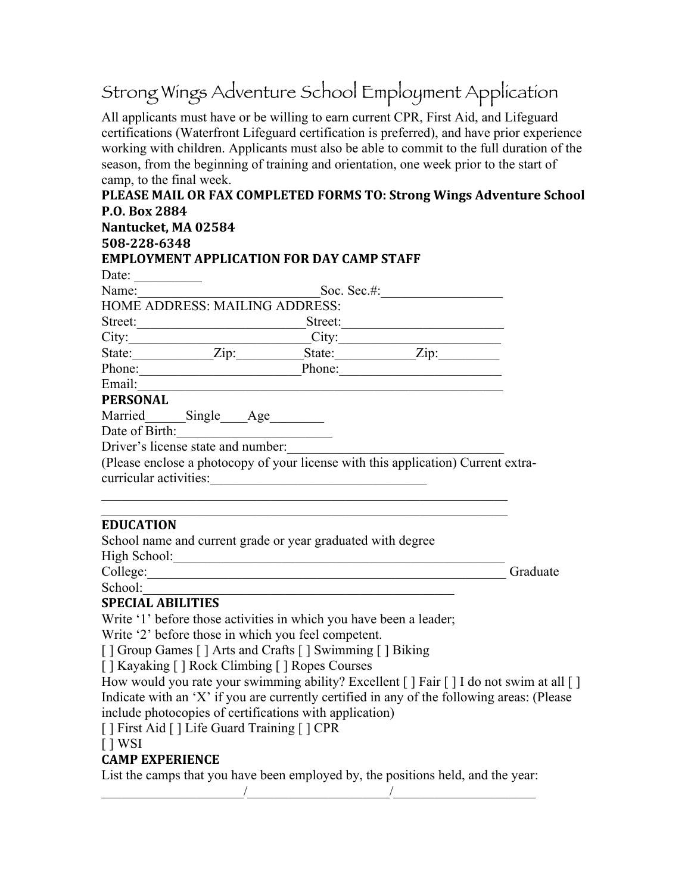# Strong Wings Adventure School Employment Application

All applicants must have or be willing to earn current CPR, First Aid, and Lifeguard certifications (Waterfront Lifeguard certification is preferred), and have prior experience working with children. Applicants must also be able to commit to the full duration of the season, from the beginning of training and orientation, one week prior to the start of camp, to the final week.

**PLEASE MAIL OR FAX COMPLETED FORMS TO: Strong Wings Adventure School**
**P.O. Box 2884**
**Nantucket, MA 02584**
**508-228-6348**

**EMPLOYMENT APPLICATION FOR DAY CAMP STAFF**

Date: __________

Name:___________________________Soc. Sec.#:__________________

HOME ADDRESS: MAILING ADDRESS:

Street:_________________________Street:________________________

City:__________________________City:________________________

State:___________Zip:_________State:___________Zip:_________

Phone:_______________________Phone:________________________

Email:______________________________________________________

**PERSONAL**

Married______Single____Age________

Date of Birth:______________________

Driver's license state and number:_______________________________

(Please enclose a photocopy of your license with this application) Current extra-curricular activities:________________________________

______________________________________________________________

______________________________________________________________

**EDUCATION**

School name and current grade or year graduated with degree

High School:____________________________________________________

College:_________________________________________________________ Graduate School:_______________________________________________

**SPECIAL ABILITIES**

Write '1' before those activities in which you have been a leader;

Write '2' before those in which you feel competent.

[ ] Group Games [ ] Arts and Crafts [ ] Swimming [ ] Biking

[ ] Kayaking [ ] Rock Climbing [ ] Ropes Courses

How would you rate your swimming ability? Excellent [ ] Fair [ ] I do not swim at all [ ]

Indicate with an 'X' if you are currently certified in any of the following areas: (Please include photocopies of certifications with application)

[ ] First Aid [ ] Life Guard Training [ ] CPR

[ ] WSI

**CAMP EXPERIENCE**

List the camps that you have been employed by, the positions held, and the year:

_____________________/_____________________/_____________________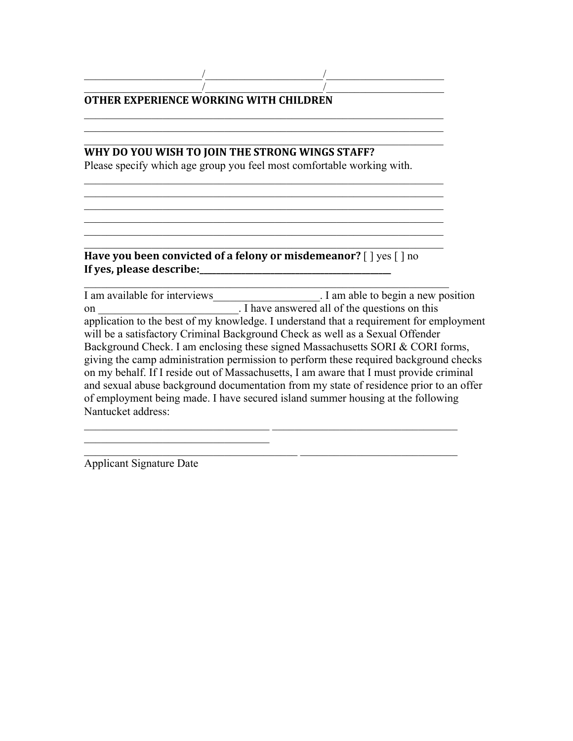_______________________/_______________________/_______________________
_______________________/_______________________/_______________________

**OTHER EXPERIENCE WORKING WITH CHILDREN**

_______________________________________________________________________
_______________________________________________________________________
_______________________________________________________________________

**WHY DO YOU WISH TO JOIN THE STRONG WINGS STAFF?**
Please specify which age group you feel most comfortable working with.

_______________________________________________________________________
_______________________________________________________________________
_______________________________________________________________________
_______________________________________________________________________
_______________________________________________________________________
_______________________________________________________________________

**Have you been convicted of a felony or misdemeanor?** [ ] yes [ ] no
**If yes, please describe:_________________________________________**

_______________________________________________________________________

I am available for interviews___________________. I am able to begin a new position on _________________________. I have answered all of the questions on this application to the best of my knowledge. I understand that a requirement for employment will be a satisfactory Criminal Background Check as well as a Sexual Offender Background Check. I am enclosing these signed Massachusetts SORI & CORI forms, giving the camp administration permission to perform these required background checks on my behalf. If I reside out of Massachusetts, I am aware that I must provide criminal and sexual abuse background documentation from my state of residence prior to an offer of employment being made. I have secured island summer housing at the following Nantucket address:

__________________________________ __________________________________
__________________________________

________________________________________ ____________________________
Applicant Signature Date